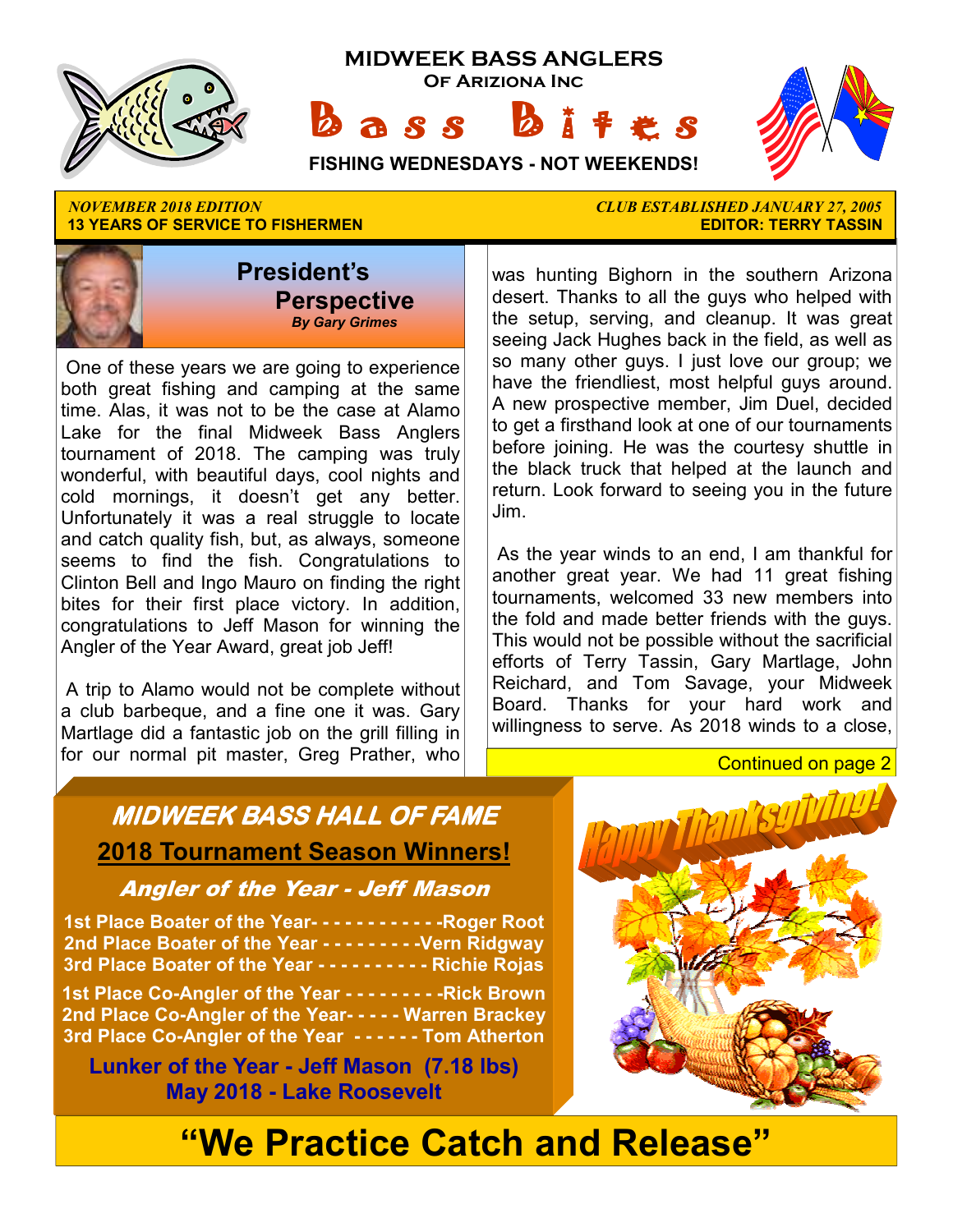# MIDWEEK BASS ANGLERS

**Of Ariziona Inc**

# Bass Bites

**FISHING WEDNESDAYS - NOT WEEKENDS!**

*NOVEMBER 2018 EDITION*
**13 YEARS OF SERVICE TO FISHERMEN**

*CLUB ESTABLISHED JANUARY 27, 2005*
**EDITOR: TERRY TASSIN**

## President's Perspective

***By Gary Grimes***

One of these years we are going to experience both great fishing and camping at the same time. Alas, it was not to be the case at Alamo Lake for the final Midweek Bass Anglers tournament of 2018. The camping was truly wonderful, with beautiful days, cool nights and cold mornings, it doesn't get any better. Unfortunately it was a real struggle to locate and catch quality fish, but, as always, someone seems to find the fish. Congratulations to Clinton Bell and Ingo Mauro on finding the right bites for their first place victory. In addition, congratulations to Jeff Mason for winning the Angler of the Year Award, great job Jeff!

A trip to Alamo would not be complete without a club barbeque, and a fine one it was. Gary Martlage did a fantastic job on the grill filling in for our normal pit master, Greg Prather, who was hunting Bighorn in the southern Arizona desert. Thanks to all the guys who helped with the setup, serving, and cleanup. It was great seeing Jack Hughes back in the field, as well as so many other guys. I just love our group; we have the friendliest, most helpful guys around. A new prospective member, Jim Duel, decided to get a firsthand look at one of our tournaments before joining. He was the courtesy shuttle in the black truck that helped at the launch and return. Look forward to seeing you in the future Jim.

As the year winds to an end, I am thankful for another great year. We had 11 great fishing tournaments, welcomed 33 new members into the fold and made better friends with the guys. This would not be possible without the sacrificial efforts of Terry Tassin, Gary Martlage, John Reichard, and Tom Savage, your Midweek Board. Thanks for your hard work and willingness to serve. As 2018 winds to a close,

Continued on page 2

## MIDWEEK BASS HALL OF FAME

**2018 Tournament Season Winners!**

### Angler of the Year - Jeff Mason

**1st Place Boater of the Year- - - - - - - - - - - -Roger Root**
**2nd Place Boater of the Year - - - - - - - - -Vern Ridgway**
**3rd Place Boater of the Year - - - - - - - - - - Richie Rojas**

**1st Place Co-Angler of the Year - - - - - - - - -Rick Brown**
**2nd Place Co-Angler of the Year- - - - - Warren Brackey**
**3rd Place Co-Angler of the Year - - - - - - Tom Atherton**

**Lunker of the Year - Jeff Mason (7.18 lbs)**
**May 2018 - Lake Roosevelt**

Happy Thanksgiving!

# "We Practice Catch and Release"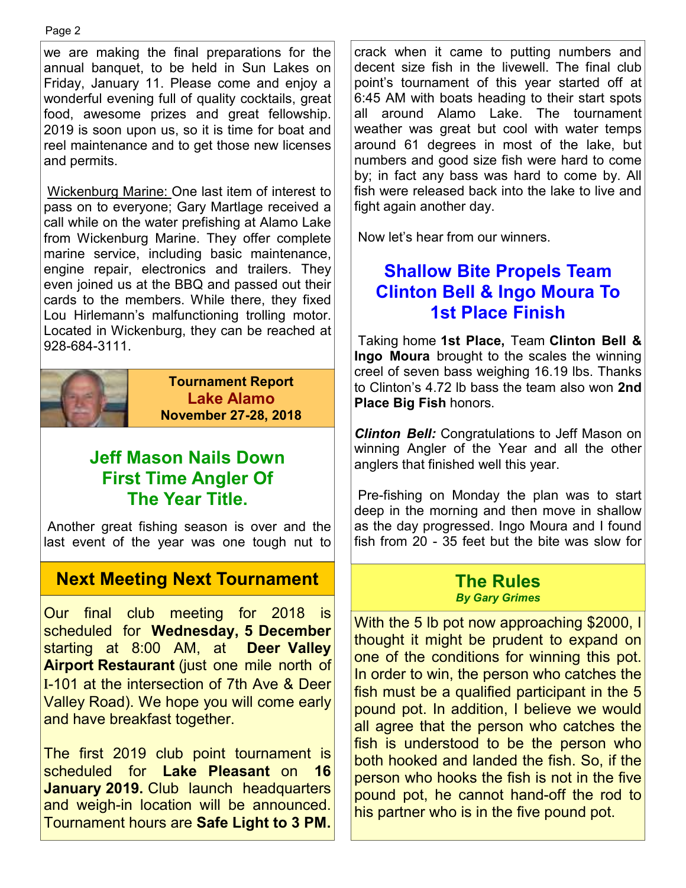we are making the final preparations for the annual banquet, to be held in Sun Lakes on Friday, January 11. Please come and enjoy a wonderful evening full of quality cocktails, great food, awesome prizes and great fellowship. 2019 is soon upon us, so it is time for boat and reel maintenance and to get those new licenses and permits.

Wickenburg Marine: One last item of interest to pass on to everyone; Gary Martlage received a call while on the water prefishing at Alamo Lake from Wickenburg Marine. They offer complete marine service, including basic maintenance, engine repair, electronics and trailers. They even joined us at the BBQ and passed out their cards to the members. While there, they fixed Lou Hirlemann's malfunctioning trolling motor. Located in Wickenburg, they can be reached at 928-684-3111.

**Tournament Report**
**Lake Alamo**
**November 27-28, 2018**

## Jeff Mason Nails Down First Time Angler Of The Year Title.

Another great fishing season is over and the last event of the year was one tough nut to crack when it came to putting numbers and decent size fish in the livewell. The final club point's tournament of this year started off at 6:45 AM with boats heading to their start spots all around Alamo Lake. The tournament weather was great but cool with water temps around 61 degrees in most of the lake, but numbers and good size fish were hard to come by; in fact any bass was hard to come by. All fish were released back into the lake to live and fight again another day.

Now let's hear from our winners.

## Shallow Bite Propels Team Clinton Bell & Ingo Moura To 1st Place Finish

Taking home **1st Place,** Team **Clinton Bell & Ingo Moura** brought to the scales the winning creel of seven bass weighing 16.19 lbs. Thanks to Clinton's 4.72 lb bass the team also won **2nd Place Big Fish** honors.

***Clinton Bell:*** Congratulations to Jeff Mason on winning Angler of the Year and all the other anglers that finished well this year.

Pre-fishing on Monday the plan was to start deep in the morning and then move in shallow as the day progressed. Ingo Moura and I found fish from 20 - 35 feet but the bite was slow for

## Next Meeting Next Tournament

Our final club meeting for 2018 is scheduled for **Wednesday, 5 December** starting at 8:00 AM, at **Deer Valley Airport Restaurant** (just one mile north of I-101 at the intersection of 7th Ave & Deer Valley Road). We hope you will come early and have breakfast together.

The first 2019 club point tournament is scheduled for **Lake Pleasant** on **16 January 2019.** Club launch headquarters and weigh-in location will be announced. Tournament hours are **Safe Light to 3 PM.**

## The Rules

***By Gary Grimes***

With the 5 lb pot now approaching $2000, I thought it might be prudent to expand on one of the conditions for winning this pot. In order to win, the person who catches the fish must be a qualified participant in the 5 pound pot. In addition, I believe we would all agree that the person who catches the fish is understood to be the person who both hooked and landed the fish. So, if the person who hooks the fish is not in the five pound pot, he cannot hand-off the rod to his partner who is in the five pound pot.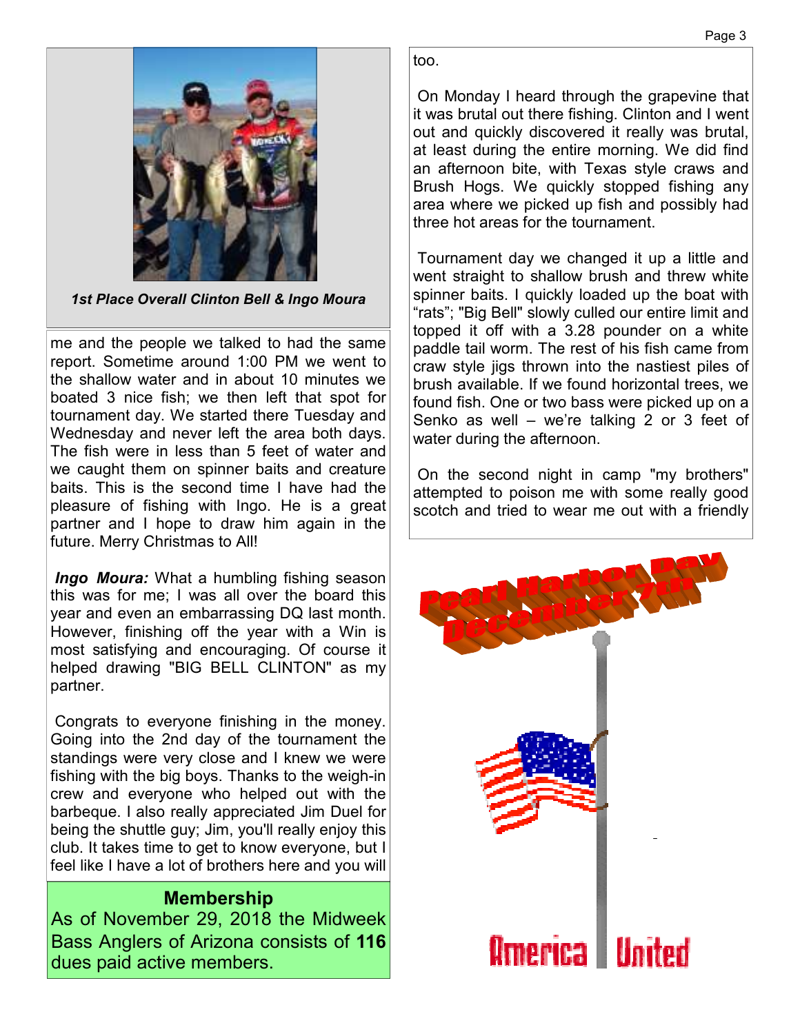*1st Place Overall Clinton Bell & Ingo Moura*

me and the people we talked to had the same report. Sometime around 1:00 PM we went to the shallow water and in about 10 minutes we boated 3 nice fish; we then left that spot for tournament day. We started there Tuesday and Wednesday and never left the area both days. The fish were in less than 5 feet of water and we caught them on spinner baits and creature baits. This is the second time I have had the pleasure of fishing with Ingo. He is a great partner and I hope to draw him again in the future. Merry Christmas to All!

***Ingo Moura:*** What a humbling fishing season this was for me; I was all over the board this year and even an embarrassing DQ last month. However, finishing off the year with a Win is most satisfying and encouraging. Of course it helped drawing "BIG BELL CLINTON" as my partner.

Congrats to everyone finishing in the money. Going into the 2nd day of the tournament the standings were very close and I knew we were fishing with the big boys. Thanks to the weigh-in crew and everyone who helped out with the barbeque. I also really appreciated Jim Duel for being the shuttle guy; Jim, you'll really enjoy this club. It takes time to get to know everyone, but I feel like I have a lot of brothers here and you will too.

On Monday I heard through the grapevine that it was brutal out there fishing. Clinton and I went out and quickly discovered it really was brutal, at least during the entire morning. We did find an afternoon bite, with Texas style craws and Brush Hogs. We quickly stopped fishing any area where we picked up fish and possibly had three hot areas for the tournament.

Tournament day we changed it up a little and went straight to shallow brush and threw white spinner baits. I quickly loaded up the boat with "rats"; "Big Bell" slowly culled our entire limit and topped it off with a 3.28 pounder on a white paddle tail worm. The rest of his fish came from craw style jigs thrown into the nastiest piles of brush available. If we found horizontal trees, we found fish. One or two bass were picked up on a Senko as well – we're talking 2 or 3 feet of water during the afternoon.

On the second night in camp "my brothers" attempted to poison me with some really good scotch and tried to wear me out with a friendly

## Membership

As of November 29, 2018 the Midweek Bass Anglers of Arizona consists of **116** dues paid active members.

Pearl Harbor Day December 7th

America United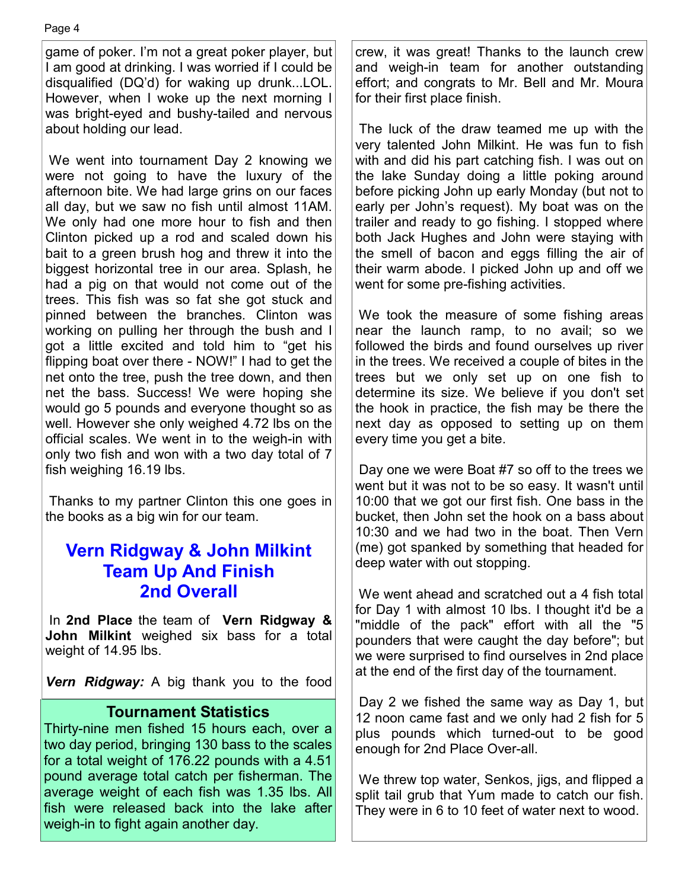game of poker. I'm not a great poker player, but I am good at drinking. I was worried if I could be disqualified (DQ'd) for waking up drunk...LOL. However, when I woke up the next morning I was bright-eyed and bushy-tailed and nervous about holding our lead.

We went into tournament Day 2 knowing we were not going to have the luxury of the afternoon bite. We had large grins on our faces all day, but we saw no fish until almost 11AM. We only had one more hour to fish and then Clinton picked up a rod and scaled down his bait to a green brush hog and threw it into the biggest horizontal tree in our area. Splash, he had a pig on that would not come out of the trees. This fish was so fat she got stuck and pinned between the branches. Clinton was working on pulling her through the bush and I got a little excited and told him to "get his flipping boat over there - NOW!" I had to get the net onto the tree, push the tree down, and then net the bass. Success! We were hoping she would go 5 pounds and everyone thought so as well. However she only weighed 4.72 lbs on the official scales. We went in to the weigh-in with only two fish and won with a two day total of 7 fish weighing 16.19 lbs.

Thanks to my partner Clinton this one goes in the books as a big win for our team.

## Vern Ridgway & John Milkint Team Up And Finish 2nd Overall

In **2nd Place** the team of **Vern Ridgway & John Milkint** weighed six bass for a total weight of 14.95 lbs.

***Vern Ridgway:*** A big thank you to the food crew, it was great! Thanks to the launch crew and weigh-in team for another outstanding effort; and congrats to Mr. Bell and Mr. Moura for their first place finish.

The luck of the draw teamed me up with the very talented John Milkint. He was fun to fish with and did his part catching fish. I was out on the lake Sunday doing a little poking around before picking John up early Monday (but not to early per John's request). My boat was on the trailer and ready to go fishing. I stopped where both Jack Hughes and John were staying with the smell of bacon and eggs filling the air of their warm abode. I picked John up and off we went for some pre-fishing activities.

We took the measure of some fishing areas near the launch ramp, to no avail; so we followed the birds and found ourselves up river in the trees. We received a couple of bites in the trees but we only set up on one fish to determine its size. We believe if you don't set the hook in practice, the fish may be there the next day as opposed to setting up on them every time you get a bite.

Day one we were Boat #7 so off to the trees we went but it was not to be so easy. It wasn't until 10:00 that we got our first fish. One bass in the bucket, then John set the hook on a bass about 10:30 and we had two in the boat. Then Vern (me) got spanked by something that headed for deep water with out stopping.

We went ahead and scratched out a 4 fish total for Day 1 with almost 10 lbs. I thought it'd be a "middle of the pack" effort with all the "5 pounders that were caught the day before"; but we were surprised to find ourselves in 2nd place at the end of the first day of the tournament.

Day 2 we fished the same way as Day 1, but 12 noon came fast and we only had 2 fish for 5 plus pounds which turned-out to be good enough for 2nd Place Over-all.

We threw top water, Senkos, jigs, and flipped a split tail grub that Yum made to catch our fish. They were in 6 to 10 feet of water next to wood.

### Tournament Statistics

Thirty-nine men fished 15 hours each, over a two day period, bringing 130 bass to the scales for a total weight of 176.22 pounds with a 4.51 pound average total catch per fisherman. The average weight of each fish was 1.35 lbs. All fish were released back into the lake after weigh-in to fight again another day.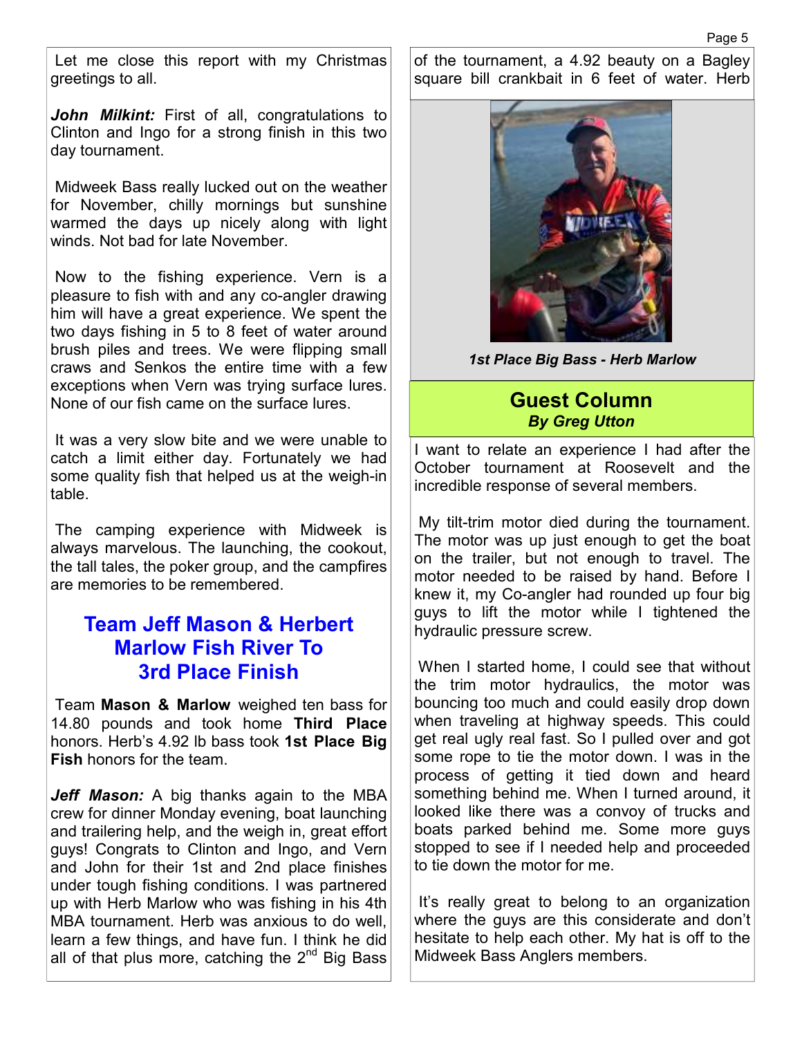Let me close this report with my Christmas greetings to all.

***John Milkint:*** First of all, congratulations to Clinton and Ingo for a strong finish in this two day tournament.

Midweek Bass really lucked out on the weather for November, chilly mornings but sunshine warmed the days up nicely along with light winds. Not bad for late November.

Now to the fishing experience. Vern is a pleasure to fish with and any co-angler drawing him will have a great experience. We spent the two days fishing in 5 to 8 feet of water around brush piles and trees. We were flipping small craws and Senkos the entire time with a few exceptions when Vern was trying surface lures. None of our fish came on the surface lures.

It was a very slow bite and we were unable to catch a limit either day. Fortunately we had some quality fish that helped us at the weigh-in table.

The camping experience with Midweek is always marvelous. The launching, the cookout, the tall tales, the poker group, and the campfires are memories to be remembered.

## Team Jeff Mason & Herbert Marlow Fish River To 3rd Place Finish

Team **Mason & Marlow** weighed ten bass for 14.80 pounds and took home **Third Place** honors. Herb's 4.92 lb bass took **1st Place Big Fish** honors for the team.

***Jeff Mason:*** A big thanks again to the MBA crew for dinner Monday evening, boat launching and trailering help, and the weigh in, great effort guys! Congrats to Clinton and Ingo, and Vern and John for their 1st and 2nd place finishes under tough fishing conditions. I was partnered up with Herb Marlow who was fishing in his 4th MBA tournament. Herb was anxious to do well, learn a few things, and have fun. I think he did all of that plus more, catching the 2nd Big Bass of the tournament, a 4.92 beauty on a Bagley square bill crankbait in 6 feet of water. Herb

*1st Place Big Bass - Herb Marlow*

## Guest Column
***By Greg Utton***

I want to relate an experience I had after the October tournament at Roosevelt and the incredible response of several members.

My tilt-trim motor died during the tournament. The motor was up just enough to get the boat on the trailer, but not enough to travel. The motor needed to be raised by hand. Before I knew it, my Co-angler had rounded up four big guys to lift the motor while I tightened the hydraulic pressure screw.

When I started home, I could see that without the trim motor hydraulics, the motor was bouncing too much and could easily drop down when traveling at highway speeds. This could get real ugly real fast. So I pulled over and got some rope to tie the motor down. I was in the process of getting it tied down and heard something behind me. When I turned around, it looked like there was a convoy of trucks and boats parked behind me. Some more guys stopped to see if I needed help and proceeded to tie down the motor for me.

It's really great to belong to an organization where the guys are this considerate and don't hesitate to help each other. My hat is off to the Midweek Bass Anglers members.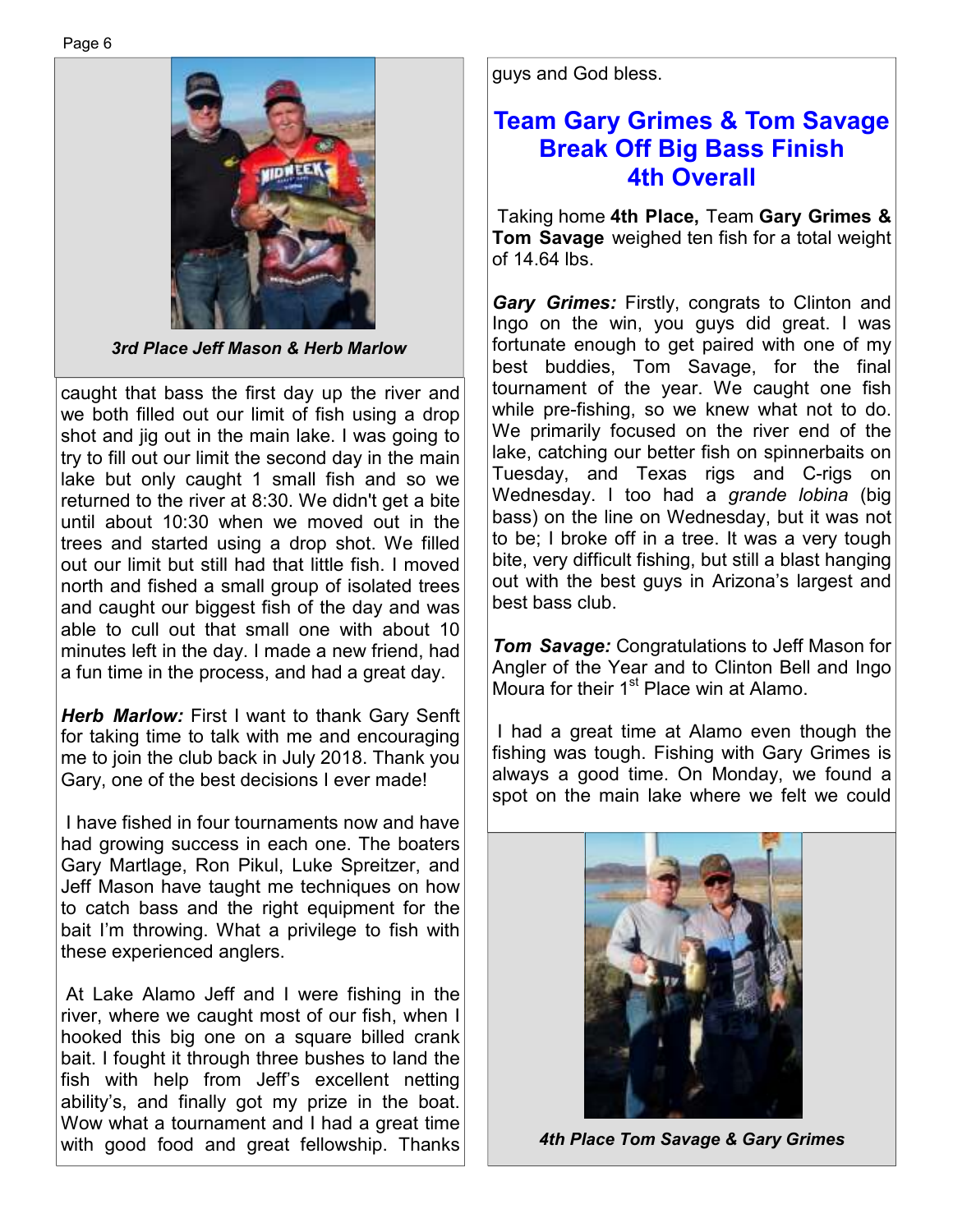*3rd Place Jeff Mason & Herb Marlow*

caught that bass the first day up the river and we both filled out our limit of fish using a drop shot and jig out in the main lake. I was going to try to fill out our limit the second day in the main lake but only caught 1 small fish and so we returned to the river at 8:30. We didn't get a bite until about 10:30 when we moved out in the trees and started using a drop shot. We filled out our limit but still had that little fish. I moved north and fished a small group of isolated trees and caught our biggest fish of the day and was able to cull out that small one with about 10 minutes left in the day. I made a new friend, had a fun time in the process, and had a great day.

***Herb Marlow:*** First I want to thank Gary Senft for taking time to talk with me and encouraging me to join the club back in July 2018. Thank you Gary, one of the best decisions I ever made!

I have fished in four tournaments now and have had growing success in each one. The boaters Gary Martlage, Ron Pikul, Luke Spreitzer, and Jeff Mason have taught me techniques on how to catch bass and the right equipment for the bait I'm throwing. What a privilege to fish with these experienced anglers.

At Lake Alamo Jeff and I were fishing in the river, where we caught most of our fish, when I hooked this big one on a square billed crank bait. I fought it through three bushes to land the fish with help from Jeff's excellent netting ability's, and finally got my prize in the boat. Wow what a tournament and I had a great time with good food and great fellowship. Thanks guys and God bless.

## Team Gary Grimes & Tom Savage Break Off Big Bass Finish 4th Overall

Taking home **4th Place,** Team **Gary Grimes & Tom Savage** weighed ten fish for a total weight of 14.64 lbs.

***Gary Grimes:*** Firstly, congrats to Clinton and Ingo on the win, you guys did great. I was fortunate enough to get paired with one of my best buddies, Tom Savage, for the final tournament of the year. We caught one fish while pre-fishing, so we knew what not to do. We primarily focused on the river end of the lake, catching our better fish on spinnerbaits on Tuesday, and Texas rigs and C-rigs on Wednesday. I too had a *grande lobina* (big bass) on the line on Wednesday, but it was not to be; I broke off in a tree. It was a very tough bite, very difficult fishing, but still a blast hanging out with the best guys in Arizona's largest and best bass club.

***Tom Savage:*** Congratulations to Jeff Mason for Angler of the Year and to Clinton Bell and Ingo Moura for their 1st Place win at Alamo.

I had a great time at Alamo even though the fishing was tough. Fishing with Gary Grimes is always a good time. On Monday, we found a spot on the main lake where we felt we could

*4th Place Tom Savage & Gary Grimes*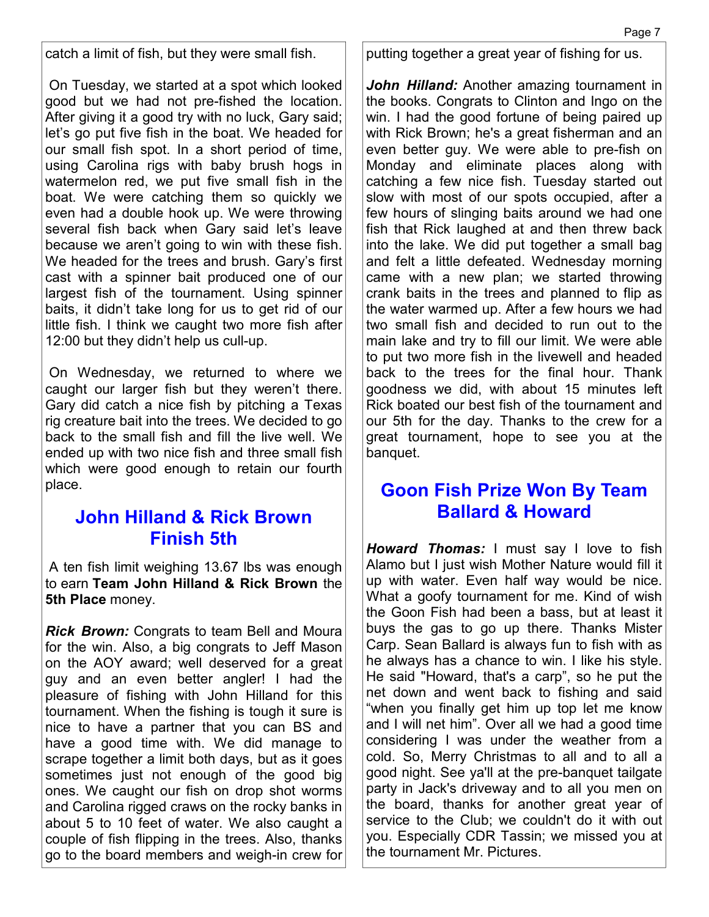catch a limit of fish, but they were small fish.

On Tuesday, we started at a spot which looked good but we had not pre-fished the location. After giving it a good try with no luck, Gary said; let's go put five fish in the boat. We headed for our small fish spot. In a short period of time, using Carolina rigs with baby brush hogs in watermelon red, we put five small fish in the boat. We were catching them so quickly we even had a double hook up. We were throwing several fish back when Gary said let's leave because we aren't going to win with these fish. We headed for the trees and brush. Gary's first cast with a spinner bait produced one of our largest fish of the tournament. Using spinner baits, it didn't take long for us to get rid of our little fish. I think we caught two more fish after 12:00 but they didn't help us cull-up.

On Wednesday, we returned to where we caught our larger fish but they weren't there. Gary did catch a nice fish by pitching a Texas rig creature bait into the trees. We decided to go back to the small fish and fill the live well. We ended up with two nice fish and three small fish which were good enough to retain our fourth place.

## John Hilland & Rick Brown Finish 5th

A ten fish limit weighing 13.67 lbs was enough to earn **Team John Hilland & Rick Brown** the **5th Place** money.

***Rick Brown:*** Congrats to team Bell and Moura for the win. Also, a big congrats to Jeff Mason on the AOY award; well deserved for a great guy and an even better angler! I had the pleasure of fishing with John Hilland for this tournament. When the fishing is tough it sure is nice to have a partner that you can BS and have a good time with. We did manage to scrape together a limit both days, but as it goes sometimes just not enough of the good big ones. We caught our fish on drop shot worms and Carolina rigged craws on the rocky banks in about 5 to 10 feet of water. We also caught a couple of fish flipping in the trees. Also, thanks go to the board members and weigh-in crew for putting together a great year of fishing for us.

***John Hilland:*** Another amazing tournament in the books. Congrats to Clinton and Ingo on the win. I had the good fortune of being paired up with Rick Brown; he's a great fisherman and an even better guy. We were able to pre-fish on Monday and eliminate places along with catching a few nice fish. Tuesday started out slow with most of our spots occupied, after a few hours of slinging baits around we had one fish that Rick laughed at and then threw back into the lake. We did put together a small bag and felt a little defeated. Wednesday morning came with a new plan; we started throwing crank baits in the trees and planned to flip as the water warmed up. After a few hours we had two small fish and decided to run out to the main lake and try to fill our limit. We were able to put two more fish in the livewell and headed back to the trees for the final hour. Thank goodness we did, with about 15 minutes left Rick boated our best fish of the tournament and our 5th for the day. Thanks to the crew for a great tournament, hope to see you at the banquet.

## Goon Fish Prize Won By Team Ballard & Howard

***Howard Thomas:*** I must say I love to fish Alamo but I just wish Mother Nature would fill it up with water. Even half way would be nice. What a goofy tournament for me. Kind of wish the Goon Fish had been a bass, but at least it buys the gas to go up there. Thanks Mister Carp. Sean Ballard is always fun to fish with as he always has a chance to win. I like his style. He said "Howard, that's a carp", so he put the net down and went back to fishing and said "when you finally get him up top let me know and I will net him". Over all we had a good time considering I was under the weather from a cold. So, Merry Christmas to all and to all a good night. See ya'll at the pre-banquet tailgate party in Jack's driveway and to all you men on the board, thanks for another great year of service to the Club; we couldn't do it with out you. Especially CDR Tassin; we missed you at the tournament Mr. Pictures.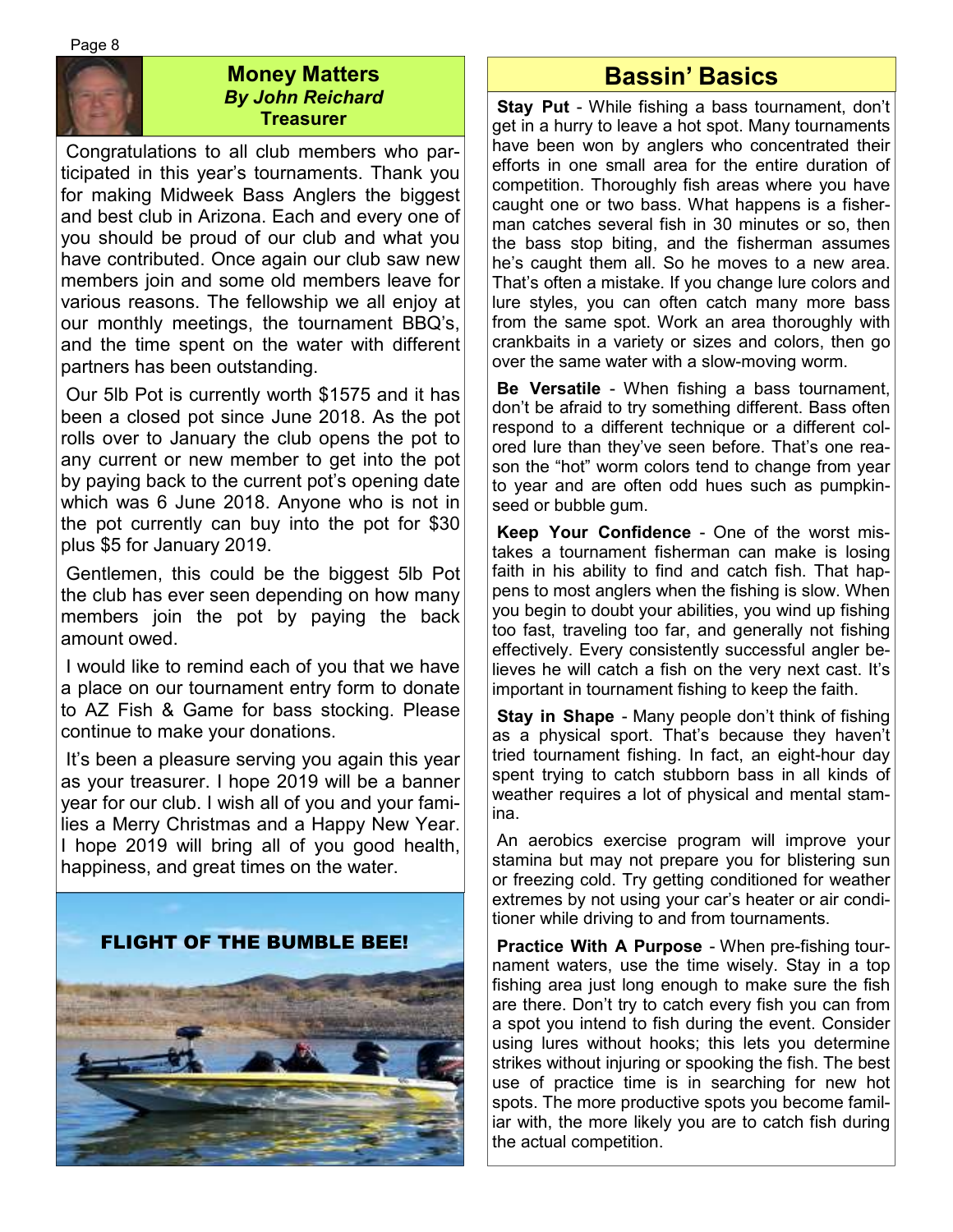## Money Matters

***By John Reichard***

**Treasurer**

Congratulations to all club members who participated in this year's tournaments. Thank you for making Midweek Bass Anglers the biggest and best club in Arizona. Each and every one of you should be proud of our club and what you have contributed. Once again our club saw new members join and some old members leave for various reasons. The fellowship we all enjoy at our monthly meetings, the tournament BBQ's, and the time spent on the water with different partners has been outstanding.

Our 5lb Pot is currently worth $1575 and it has been a closed pot since June 2018. As the pot rolls over to January the club opens the pot to any current or new member to get into the pot by paying back to the current pot's opening date which was 6 June 2018. Anyone who is not in the pot currently can buy into the pot for $30 plus $5 for January 2019.

Gentlemen, this could be the biggest 5lb Pot the club has ever seen depending on how many members join the pot by paying the back amount owed.

I would like to remind each of you that we have a place on our tournament entry form to donate to AZ Fish & Game for bass stocking. Please continue to make your donations.

It's been a pleasure serving you again this year as your treasurer. I hope 2019 will be a banner year for our club. I wish all of you and your families a Merry Christmas and a Happy New Year. I hope 2019 will bring all of you good health, happiness, and great times on the water.

**FLIGHT OF THE BUMBLE BEE!**

## Bassin' Basics

**Stay Put** - While fishing a bass tournament, don't get in a hurry to leave a hot spot. Many tournaments have been won by anglers who concentrated their efforts in one small area for the entire duration of competition. Thoroughly fish areas where you have caught one or two bass. What happens is a fisherman catches several fish in 30 minutes or so, then the bass stop biting, and the fisherman assumes he's caught them all. So he moves to a new area. That's often a mistake. If you change lure colors and lure styles, you can often catch many more bass from the same spot. Work an area thoroughly with crankbaits in a variety or sizes and colors, then go over the same water with a slow-moving worm.

**Be Versatile** - When fishing a bass tournament, don't be afraid to try something different. Bass often respond to a different technique or a different colored lure than they've seen before. That's one reason the "hot" worm colors tend to change from year to year and are often odd hues such as pumpkinseed or bubble gum.

**Keep Your Confidence** - One of the worst mistakes a tournament fisherman can make is losing faith in his ability to find and catch fish. That happens to most anglers when the fishing is slow. When you begin to doubt your abilities, you wind up fishing too fast, traveling too far, and generally not fishing effectively. Every consistently successful angler believes he will catch a fish on the very next cast. It's important in tournament fishing to keep the faith.

**Stay in Shape** - Many people don't think of fishing as a physical sport. That's because they haven't tried tournament fishing. In fact, an eight-hour day spent trying to catch stubborn bass in all kinds of weather requires a lot of physical and mental stamina.

An aerobics exercise program will improve your stamina but may not prepare you for blistering sun or freezing cold. Try getting conditioned for weather extremes by not using your car's heater or air conditioner while driving to and from tournaments.

**Practice With A Purpose** - When pre-fishing tournament waters, use the time wisely. Stay in a top fishing area just long enough to make sure the fish are there. Don't try to catch every fish you can from a spot you intend to fish during the event. Consider using lures without hooks; this lets you determine strikes without injuring or spooking the fish. The best use of practice time is in searching for new hot spots. The more productive spots you become familiar with, the more likely you are to catch fish during the actual competition.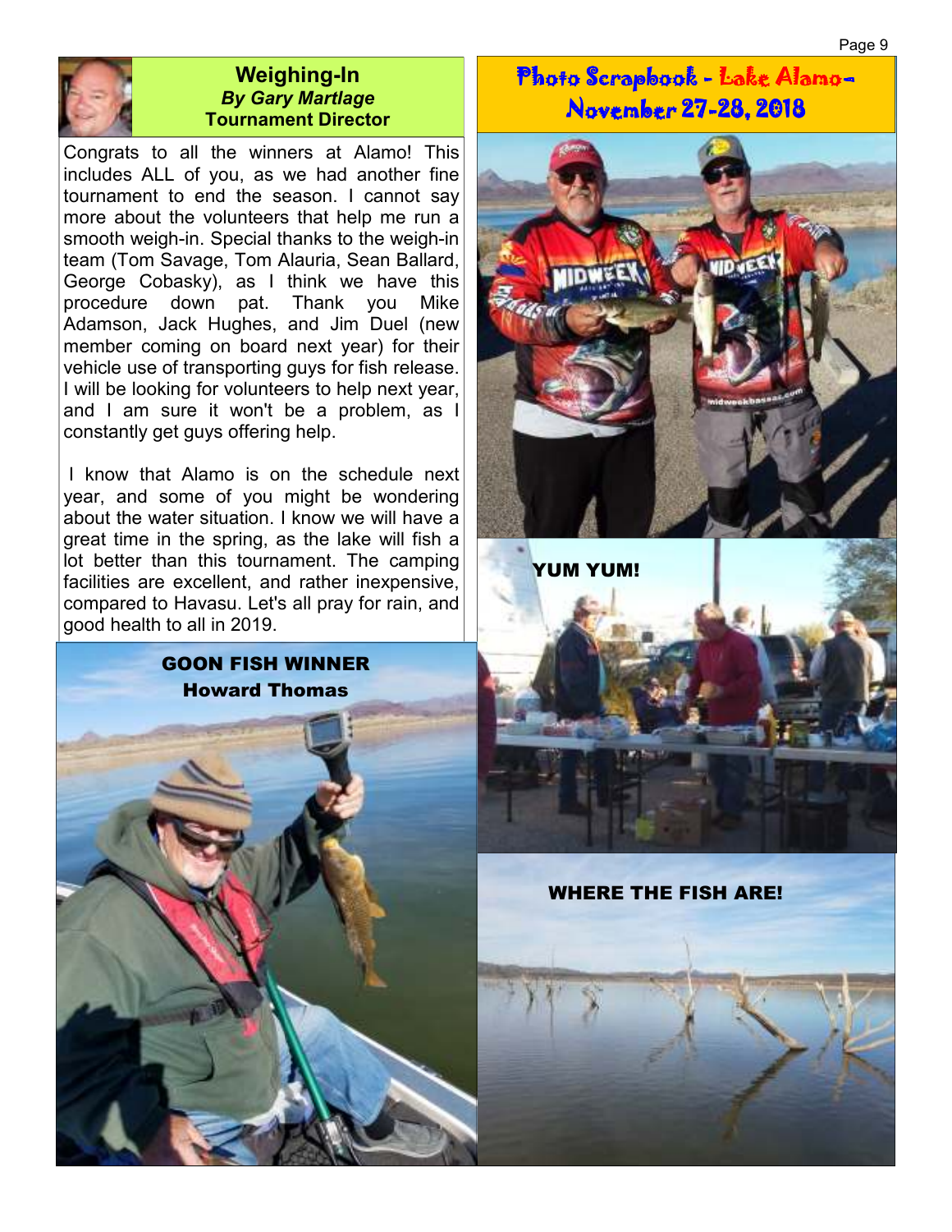## Weighing-In

***By Gary Martlage***

**Tournament Director**

Congrats to all the winners at Alamo! This includes ALL of you, as we had another fine tournament to end the season. I cannot say more about the volunteers that help me run a smooth weigh-in. Special thanks to the weigh-in team (Tom Savage, Tom Alauria, Sean Ballard, George Cobasky), as I think we have this procedure down pat. Thank you Mike Adamson, Jack Hughes, and Jim Duel (new member coming on board next year) for their vehicle use of transporting guys for fish release. I will be looking for volunteers to help next year, and I am sure it won't be a problem, as I constantly get guys offering help.

I know that Alamo is on the schedule next year, and some of you might be wondering about the water situation. I know we will have a great time in the spring, as the lake will fish a lot better than this tournament. The camping facilities are excellent, and rather inexpensive, compared to Havasu. Let's all pray for rain, and good health to all in 2019.

**GOON FISH WINNER**

**Howard Thomas**

## Photo Scrapbook - Lake Alamo- November 27-28, 2018

**YUM YUM!**

**WHERE THE FISH ARE!**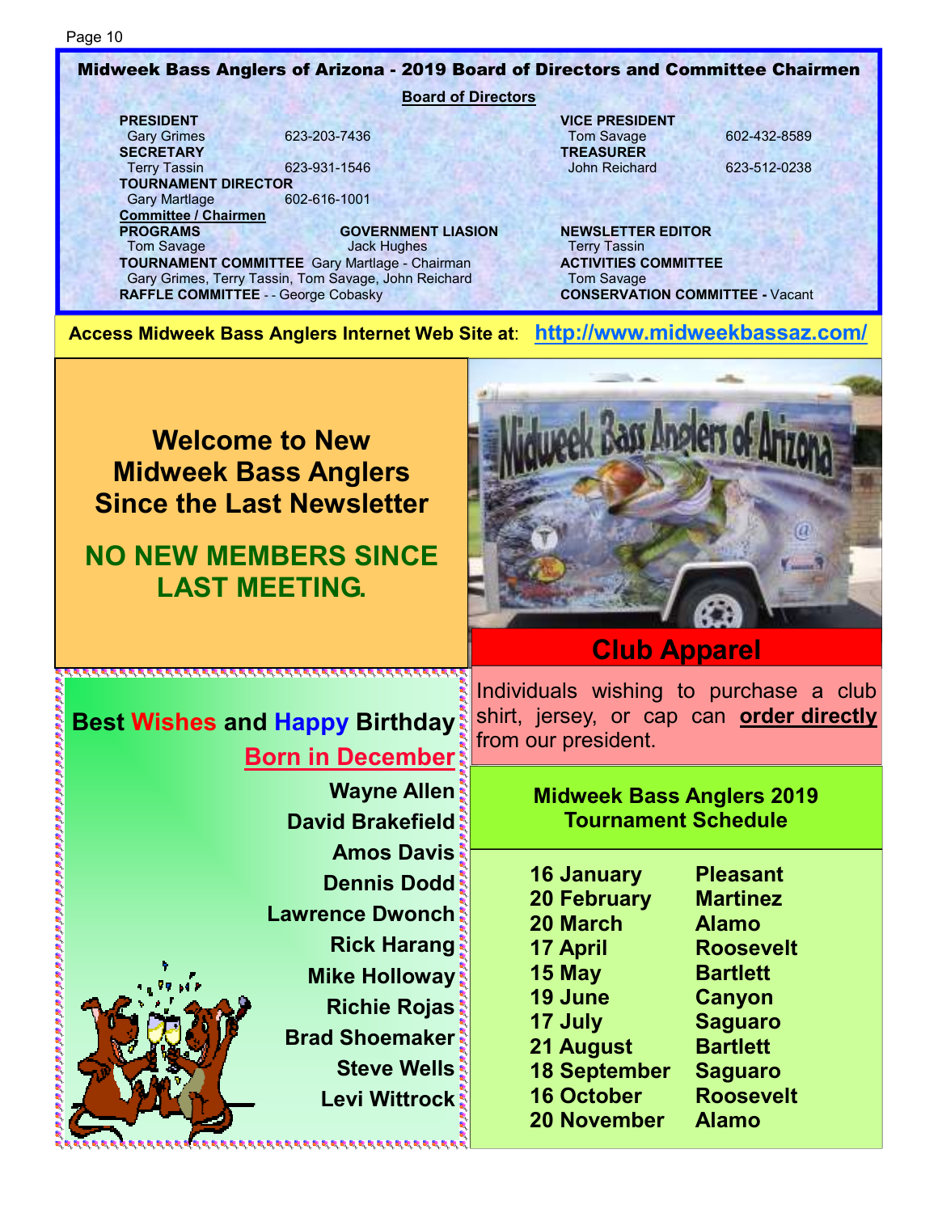## Midweek Bass Anglers of Arizona - 2019 Board of Directors and Committee Chairmen

### Board of Directors

**PRESIDENT**
Gary Grimes 623-203-7436

**VICE PRESIDENT**
Tom Savage 602-432-8589

**SECRETARY**
Terry Tassin 623-931-1546

**TREASURER**
John Reichard 623-512-0238

**TOURNAMENT DIRECTOR**
Gary Martlage 602-616-1001

**Committee / Chairmen**

**PROGRAMS**
Tom Savage

**GOVERNMENT LIASION**
Jack Hughes

**NEWSLETTER EDITOR**
Terry Tassin

**TOURNAMENT COMMITTEE** Gary Martlage - Chairman
Gary Grimes, Terry Tassin, Tom Savage, John Reichard

**ACTIVITIES COMMITTEE**
Tom Savage

**RAFFLE COMMITTEE** - - George Cobasky

**CONSERVATION COMMITTEE -** Vacant

**Access Midweek Bass Anglers Internet Web Site at**: **http://www.midweekbassaz.com/**

## Welcome to New Midweek Bass Anglers Since the Last Newsletter

**NO NEW MEMBERS SINCE LAST MEETING.**

## Club Apparel

Individuals wishing to purchase a club shirt, jersey, or cap can **order directly** from our president.

## Best Wishes and Happy Birthday

**Born in December**

- Wayne Allen
- David Brakefield
- Amos Davis
- Dennis Dodd
- Lawrence Dwonch
- Rick Harang
- Mike Holloway
- Richie Rojas
- Brad Shoemaker
- Steve Wells
- Levi Wittrock

## Midweek Bass Anglers 2019 Tournament Schedule

| | |
|---|---|
| 16 January | Pleasant |
| 20 February | Martinez |
| 20 March | Alamo |
| 17 April | Roosevelt |
| 15 May | Bartlett |
| 19 June | Canyon |
| 17 July | Saguaro |
| 21 August | Bartlett |
| 18 September | Saguaro |
| 16 October | Roosevelt |
| 20 November | Alamo |